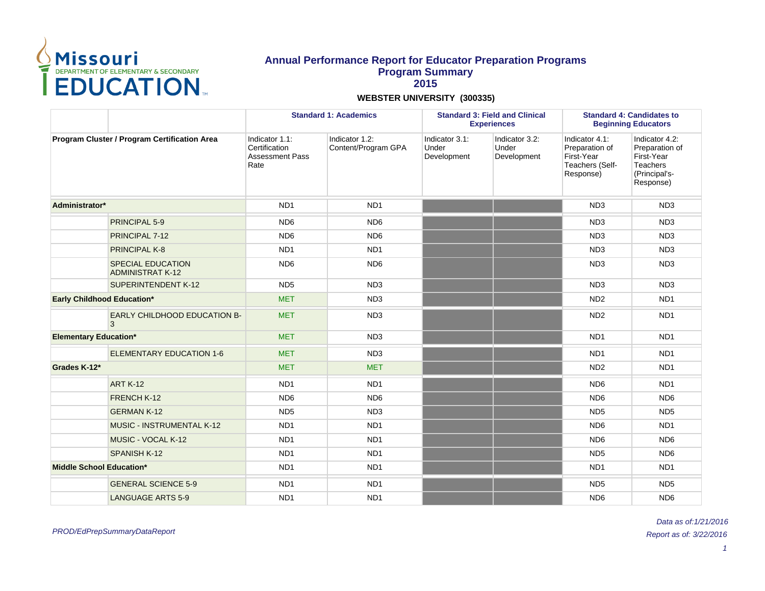# Annual Performance Report for Educator Preparation Programs

## Program Summary

## 2015

### WEBSTER UNIVERSITY (300335)

| | | Standard 1: Academics | | Standard 3: Field and Clinical Experiences | | Standard 4: Candidates to Beginning Educators | |
|---|---|---|---|---|---|---|---|
| Program Cluster / Program Certification Area | | Indicator 1.1: Certification Assessment Pass Rate | Indicator 1.2: Content/Program GPA | Indicator 3.1: Under Development | Indicator 3.2: Under Development | Indicator 4.1: Preparation of First-Year Teachers (Self-Response) | Indicator 4.2: Preparation of First-Year Teachers (Principal's-Response) |
| **Administrator*** | | ND1 | ND1 | | | ND3 | ND3 |
| | PRINCIPAL 5-9 | ND6 | ND6 | | | ND3 | ND3 |
| | PRINCIPAL 7-12 | ND6 | ND6 | | | ND3 | ND3 |
| | PRINCIPAL K-8 | ND1 | ND1 | | | ND3 | ND3 |
| | SPECIAL EDUCATION ADMINISTRAT K-12 | ND6 | ND6 | | | ND3 | ND3 |
| | SUPERINTENDENT K-12 | ND5 | ND3 | | | ND3 | ND3 |
| **Early Childhood Education*** | | MET | ND3 | | | ND2 | ND1 |
| | EARLY CHILDHOOD EDUCATION B-3 | MET | ND3 | | | ND2 | ND1 |
| **Elementary Education*** | | MET | ND3 | | | ND1 | ND1 |
| | ELEMENTARY EDUCATION 1-6 | MET | ND3 | | | ND1 | ND1 |
| **Grades K-12*** | | MET | MET | | | ND2 | ND1 |
| | ART K-12 | ND1 | ND1 | | | ND6 | ND1 |
| | FRENCH K-12 | ND6 | ND6 | | | ND6 | ND6 |
| | GERMAN K-12 | ND5 | ND3 | | | ND5 | ND5 |
| | MUSIC - INSTRUMENTAL K-12 | ND1 | ND1 | | | ND6 | ND1 |
| | MUSIC - VOCAL K-12 | ND1 | ND1 | | | ND6 | ND6 |
| | SPANISH K-12 | ND1 | ND1 | | | ND5 | ND6 |
| **Middle School Education*** | | ND1 | ND1 | | | ND1 | ND1 |
| | GENERAL SCIENCE 5-9 | ND1 | ND1 | | | ND5 | ND5 |
| | LANGUAGE ARTS 5-9 | ND1 | ND1 | | | ND6 | ND6 |

*PROD/EdPrepSummaryDataReport*

*Data as of:1/21/2016*

*Report as of: 3/22/2016*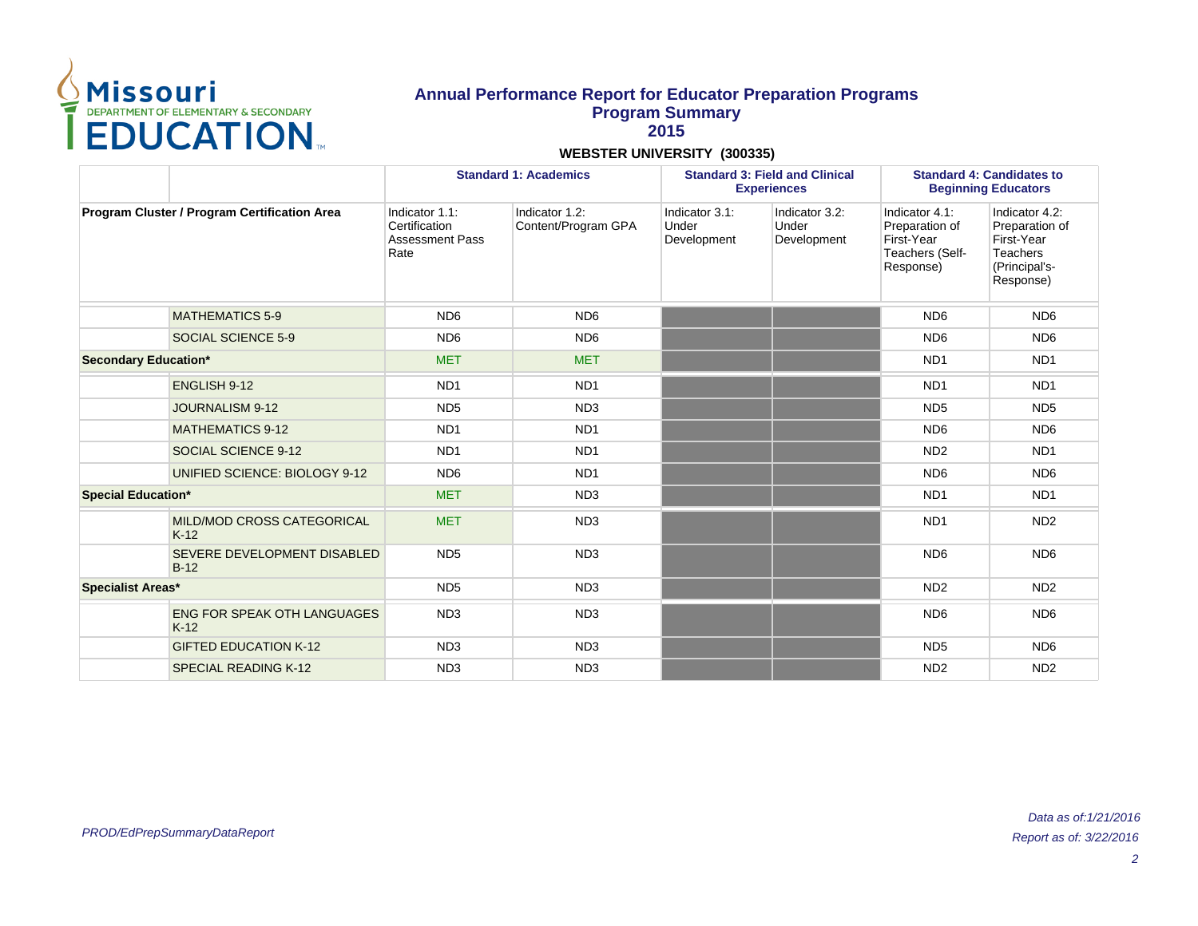# Annual Performance Report for Educator Preparation Programs
## Program Summary
## 2015

**WEBSTER UNIVERSITY (300335)**

| | | Standard 1: Academics | | Standard 3: Field and Clinical Experiences | | Standard 4: Candidates to Beginning Educators | |
|---|---|---|---|---|---|---|---|
| **Program Cluster / Program Certification Area** | | Indicator 1.1: Certification Assessment Pass Rate | Indicator 1.2: Content/Program GPA | Indicator 3.1: Under Development | Indicator 3.2: Under Development | Indicator 4.1: Preparation of First-Year Teachers (Self-Response) | Indicator 4.2: Preparation of First-Year Teachers (Principal's-Response) |
| | MATHEMATICS 5-9 | ND6 | ND6 | | | ND6 | ND6 |
| | SOCIAL SCIENCE 5-9 | ND6 | ND6 | | | ND6 | ND6 |
| **Secondary Education*** | | MET | MET | | | ND1 | ND1 |
| | ENGLISH 9-12 | ND1 | ND1 | | | ND1 | ND1 |
| | JOURNALISM 9-12 | ND5 | ND3 | | | ND5 | ND5 |
| | MATHEMATICS 9-12 | ND1 | ND1 | | | ND6 | ND6 |
| | SOCIAL SCIENCE 9-12 | ND1 | ND1 | | | ND2 | ND1 |
| | UNIFIED SCIENCE: BIOLOGY 9-12 | ND6 | ND1 | | | ND6 | ND6 |
| **Special Education*** | | MET | ND3 | | | ND1 | ND1 |
| | MILD/MOD CROSS CATEGORICAL K-12 | MET | ND3 | | | ND1 | ND2 |
| | SEVERE DEVELOPMENT DISABLED B-12 | ND5 | ND3 | | | ND6 | ND6 |
| **Specialist Areas*** | | ND5 | ND3 | | | ND2 | ND2 |
| | ENG FOR SPEAK OTH LANGUAGES K-12 | ND3 | ND3 | | | ND6 | ND6 |
| | GIFTED EDUCATION K-12 | ND3 | ND3 | | | ND5 | ND6 |
| | SPECIAL READING K-12 | ND3 | ND3 | | | ND2 | ND2 |

*PROD/EdPrepSummaryDataReport*

*Data as of:1/21/2016*

*Report as of: 3/22/2016*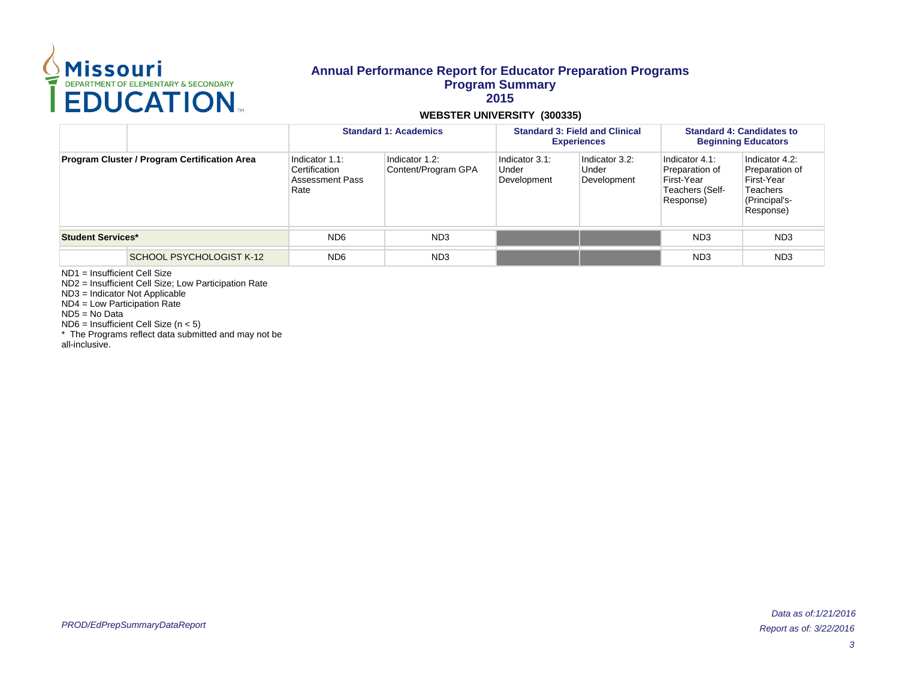# Annual Performance Report for Educator Preparation Programs
## Program Summary
## 2015

**WEBSTER UNIVERSITY (300335)**

| | | Standard 1: Academics | | Standard 3: Field and Clinical Experiences | | Standard 4: Candidates to Beginning Educators | |
|---|---|---|---|---|---|---|---|
| **Program Cluster / Program Certification Area** | | Indicator 1.1: Certification Assessment Pass Rate | Indicator 1.2: Content/Program GPA | Indicator 3.1: Under Development | Indicator 3.2: Under Development | Indicator 4.1: Preparation of First-Year Teachers (Self-Response) | Indicator 4.2: Preparation of First-Year Teachers (Principal's-Response) |
| **Student Services*** | | ND6 | ND3 | | | ND3 | ND3 |
| | SCHOOL PSYCHOLOGIST K-12 | ND6 | ND3 | | | ND3 | ND3 |

ND1 = Insufficient Cell Size
ND2 = Insufficient Cell Size; Low Participation Rate
ND3 = Indicator Not Applicable
ND4 = Low Participation Rate
ND5 = No Data
ND6 = Insufficient Cell Size (n < 5)
* The Programs reflect data submitted and may not be all-inclusive.

*PROD/EdPrepSummaryDataReport*

*Data as of:1/21/2016*
*Report as of: 3/22/2016*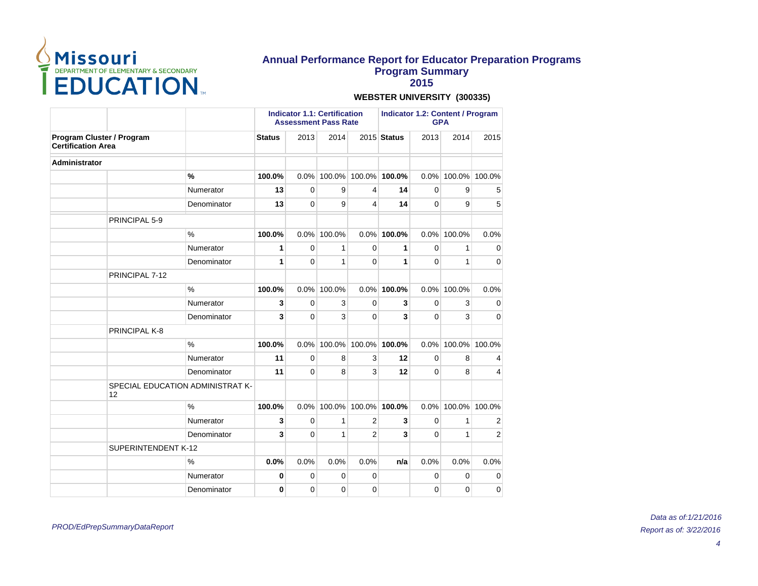# Annual Performance Report for Educator Preparation Programs
## Program Summary
## 2015

**WEBSTER UNIVERSITY (300335)**

| Program Cluster / Program Certification Area | | | Indicator 1.1: Certification Assessment Pass Rate | | | | Indicator 1.2: Content / Program GPA | | | |
|---|---|---|---|---|---|---|---|---|---|---|
| | | | **Status** | 2013 | 2014 | 2015 | **Status** | 2013 | 2014 | 2015 |
| **Administrator** | | | | | | | | | | |
| | | **%** | **100.0%** | 0.0% | 100.0% | 100.0% | **100.0%** | 0.0% | 100.0% | 100.0% |
| | | Numerator | **13** | 0 | 9 | 4 | **14** | 0 | 9 | 5 |
| | | Denominator | **13** | 0 | 9 | 4 | **14** | 0 | 9 | 5 |
| | PRINCIPAL 5-9 | | | | | | | | | |
| | | % | **100.0%** | 0.0% | 100.0% | 0.0% | **100.0%** | 0.0% | 100.0% | 0.0% |
| | | Numerator | **1** | 0 | 1 | 0 | **1** | 0 | 1 | 0 |
| | | Denominator | **1** | 0 | 1 | 0 | **1** | 0 | 1 | 0 |
| | PRINCIPAL 7-12 | | | | | | | | | |
| | | % | **100.0%** | 0.0% | 100.0% | 0.0% | **100.0%** | 0.0% | 100.0% | 0.0% |
| | | Numerator | **3** | 0 | 3 | 0 | **3** | 0 | 3 | 0 |
| | | Denominator | **3** | 0 | 3 | 0 | **3** | 0 | 3 | 0 |
| | PRINCIPAL K-8 | | | | | | | | | |
| | | % | **100.0%** | 0.0% | 100.0% | 100.0% | **100.0%** | 0.0% | 100.0% | 100.0% |
| | | Numerator | **11** | 0 | 8 | 3 | **12** | 0 | 8 | 4 |
| | | Denominator | **11** | 0 | 8 | 3 | **12** | 0 | 8 | 4 |
| | SPECIAL EDUCATION ADMINISTRAT K-12 | | | | | | | | | |
| | | % | **100.0%** | 0.0% | 100.0% | 100.0% | **100.0%** | 0.0% | 100.0% | 100.0% |
| | | Numerator | **3** | 0 | 1 | 2 | **3** | 0 | 1 | 2 |
| | | Denominator | **3** | 0 | 1 | 2 | **3** | 0 | 1 | 2 |
| | SUPERINTENDENT K-12 | | | | | | | | | |
| | | % | **0.0%** | 0.0% | 0.0% | 0.0% | **n/a** | 0.0% | 0.0% | 0.0% |
| | | Numerator | **0** | 0 | 0 | 0 | | 0 | 0 | 0 |
| | | Denominator | **0** | 0 | 0 | 0 | | 0 | 0 | 0 |

*PROD/EdPrepSummaryDataReport*

*Data as of:1/21/2016*

*Report as of: 3/22/2016*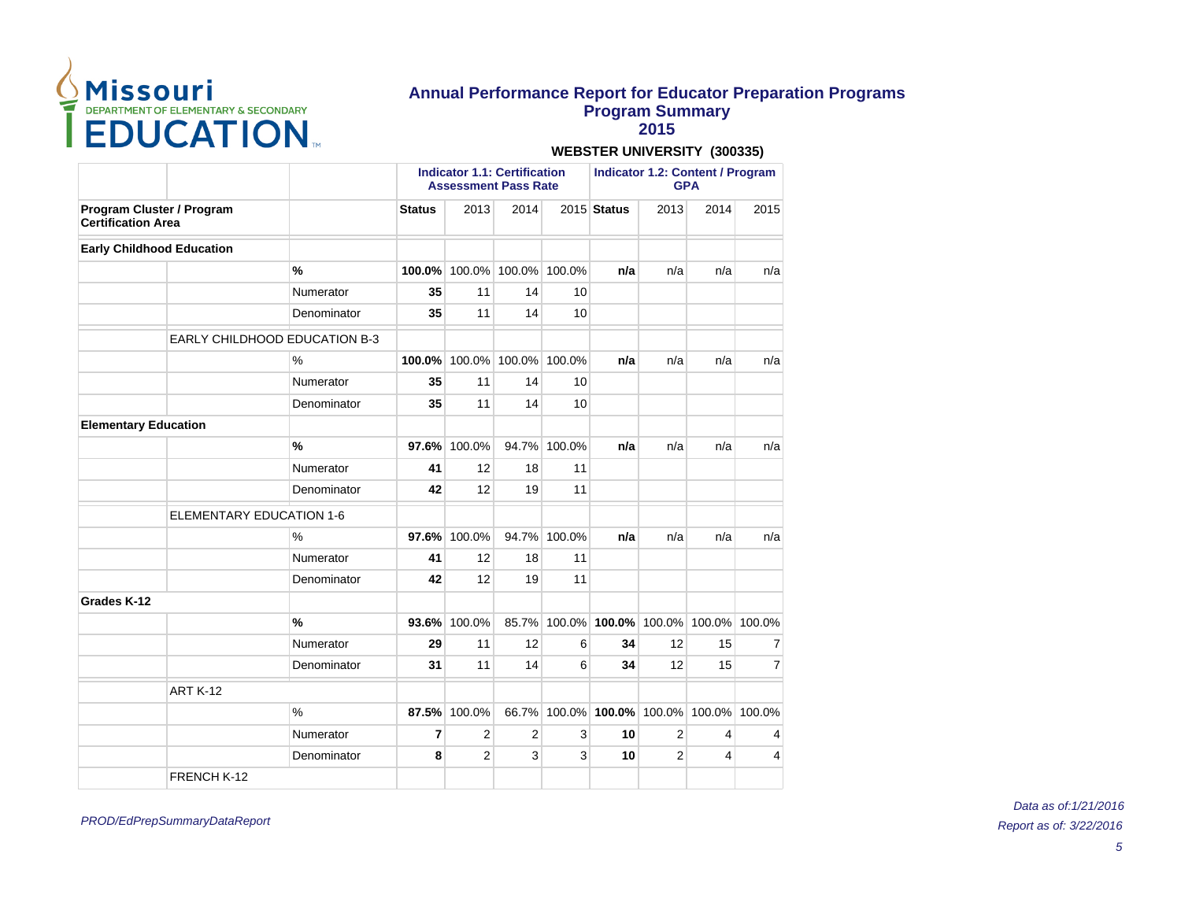# Annual Performance Report for Educator Preparation Programs
## Program Summary
## 2015

**WEBSTER UNIVERSITY (300335)**

| | | | Indicator 1.1: Certification Assessment Pass Rate | | | | Indicator 1.2: Content / Program GPA | | | |
|---|---|---|---|---|---|---|---|---|---|---|
| **Program Cluster / Program Certification Area** | | | **Status** | 2013 | 2014 | 2015 | **Status** | 2013 | 2014 | 2015 |
| **Early Childhood Education** | | | | | | | | | | |
| | | **%** | **100.0%** | 100.0% | 100.0% | 100.0% | **n/a** | n/a | n/a | n/a |
| | | Numerator | **35** | 11 | 14 | 10 | | | | |
| | | Denominator | **35** | 11 | 14 | 10 | | | | |
| | EARLY CHILDHOOD EDUCATION B-3 | | | | | | | | | |
| | | % | **100.0%** | 100.0% | 100.0% | 100.0% | **n/a** | n/a | n/a | n/a |
| | | Numerator | **35** | 11 | 14 | 10 | | | | |
| | | Denominator | **35** | 11 | 14 | 10 | | | | |
| **Elementary Education** | | | | | | | | | | |
| | | **%** | **97.6%** | 100.0% | 94.7% | 100.0% | **n/a** | n/a | n/a | n/a |
| | | Numerator | **41** | 12 | 18 | 11 | | | | |
| | | Denominator | **42** | 12 | 19 | 11 | | | | |
| | ELEMENTARY EDUCATION 1-6 | | | | | | | | | |
| | | % | **97.6%** | 100.0% | 94.7% | 100.0% | **n/a** | n/a | n/a | n/a |
| | | Numerator | **41** | 12 | 18 | 11 | | | | |
| | | Denominator | **42** | 12 | 19 | 11 | | | | |
| **Grades K-12** | | | | | | | | | | |
| | | **%** | **93.6%** | 100.0% | 85.7% | 100.0% | **100.0%** | 100.0% | 100.0% | 100.0% |
| | | Numerator | **29** | 11 | 12 | 6 | **34** | 12 | 15 | 7 |
| | | Denominator | **31** | 11 | 14 | 6 | **34** | 12 | 15 | 7 |
| | ART K-12 | | | | | | | | | |
| | | % | **87.5%** | 100.0% | 66.7% | 100.0% | **100.0%** | 100.0% | 100.0% | 100.0% |
| | | Numerator | **7** | 2 | 2 | 3 | **10** | 2 | 4 | 4 |
| | | Denominator | **8** | 2 | 3 | 3 | **10** | 2 | 4 | 4 |
| | FRENCH K-12 | | | | | | | | | |

*PROD/EdPrepSummaryDataReport*

*Data as of:1/21/2016*
*Report as of: 3/22/2016*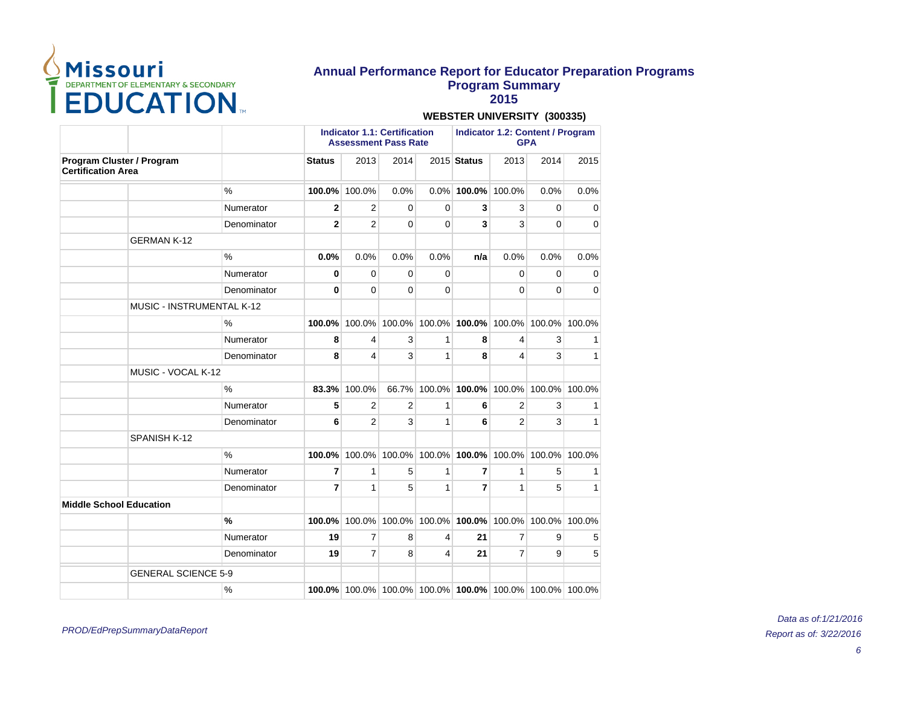# Annual Performance Report for Educator Preparation Programs
## Program Summary
## 2015

**WEBSTER UNIVERSITY (300335)**

| | | | Indicator 1.1: Certification Assessment Pass Rate | | | | Indicator 1.2: Content / Program GPA | | | |
|---|---|---|---|---|---|---|---|---|---|---|
| **Program Cluster / Program Certification Area** | | | **Status** | 2013 | 2014 | 2015 | **Status** | 2013 | 2014 | 2015 |
| | | % | **100.0%** | 100.0% | 0.0% | 0.0% | **100.0%** | 100.0% | 0.0% | 0.0% |
| | | Numerator | **2** | 2 | 0 | 0 | **3** | 3 | 0 | 0 |
| | | Denominator | **2** | 2 | 0 | 0 | **3** | 3 | 0 | 0 |
| | GERMAN K-12 | | | | | | | | | |
| | | % | **0.0%** | 0.0% | 0.0% | 0.0% | **n/a** | 0.0% | 0.0% | 0.0% |
| | | Numerator | **0** | 0 | 0 | 0 | | 0 | 0 | 0 |
| | | Denominator | **0** | 0 | 0 | 0 | | 0 | 0 | 0 |
| | MUSIC - INSTRUMENTAL K-12 | | | | | | | | | |
| | | % | **100.0%** | 100.0% | 100.0% | 100.0% | **100.0%** | 100.0% | 100.0% | 100.0% |
| | | Numerator | **8** | 4 | 3 | 1 | **8** | 4 | 3 | 1 |
| | | Denominator | **8** | 4 | 3 | 1 | **8** | 4 | 3 | 1 |
| | MUSIC - VOCAL K-12 | | | | | | | | | |
| | | % | **83.3%** | 100.0% | 66.7% | 100.0% | **100.0%** | 100.0% | 100.0% | 100.0% |
| | | Numerator | **5** | 2 | 2 | 1 | **6** | 2 | 3 | 1 |
| | | Denominator | **6** | 2 | 3 | 1 | **6** | 2 | 3 | 1 |
| | SPANISH K-12 | | | | | | | | | |
| | | % | **100.0%** | 100.0% | 100.0% | 100.0% | **100.0%** | 100.0% | 100.0% | 100.0% |
| | | Numerator | **7** | 1 | 5 | 1 | **7** | 1 | 5 | 1 |
| | | Denominator | **7** | 1 | 5 | 1 | **7** | 1 | 5 | 1 |
| **Middle School Education** | | | | | | | | | | |
| | | **%** | **100.0%** | 100.0% | 100.0% | 100.0% | **100.0%** | 100.0% | 100.0% | 100.0% |
| | | Numerator | **19** | 7 | 8 | 4 | **21** | 7 | 9 | 5 |
| | | Denominator | **19** | 7 | 8 | 4 | **21** | 7 | 9 | 5 |
| | GENERAL SCIENCE 5-9 | | | | | | | | | |
| | | % | **100.0%** | 100.0% | 100.0% | 100.0% | **100.0%** | 100.0% | 100.0% | 100.0% |

*PROD/EdPrepSummaryDataReport*

*Data as of:1/21/2016*
*Report as of: 3/22/2016*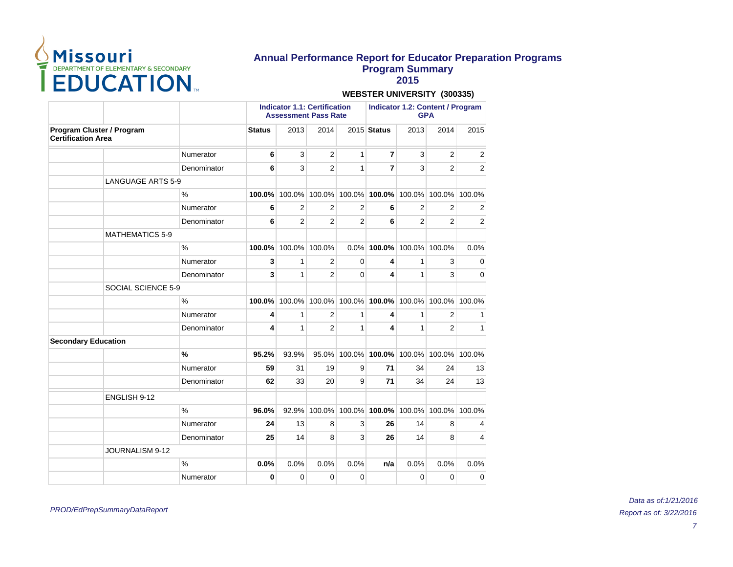# Annual Performance Report for Educator Preparation Programs
## Program Summary
## 2015

**WEBSTER UNIVERSITY (300335)**

| | | | Indicator 1.1: Certification Assessment Pass Rate | | | | Indicator 1.2: Content / Program GPA | | | |
|---|---|---|---|---|---|---|---|---|---|---|
| **Program Cluster / Program Certification Area** | | | **Status** | 2013 | 2014 | 2015 | **Status** | 2013 | 2014 | 2015 |
| | | Numerator | **6** | 3 | 2 | 1 | **7** | 3 | 2 | 2 |
| | | Denominator | **6** | 3 | 2 | 1 | **7** | 3 | 2 | 2 |
| | LANGUAGE ARTS 5-9 | | | | | | | | | |
| | | % | **100.0%** | 100.0% | 100.0% | 100.0% | **100.0%** | 100.0% | 100.0% | 100.0% |
| | | Numerator | **6** | 2 | 2 | 2 | **6** | 2 | 2 | 2 |
| | | Denominator | **6** | 2 | 2 | 2 | **6** | 2 | 2 | 2 |
| | MATHEMATICS 5-9 | | | | | | | | | |
| | | % | **100.0%** | 100.0% | 100.0% | 0.0% | **100.0%** | 100.0% | 100.0% | 0.0% |
| | | Numerator | **3** | 1 | 2 | 0 | **4** | 1 | 3 | 0 |
| | | Denominator | **3** | 1 | 2 | 0 | **4** | 1 | 3 | 0 |
| | SOCIAL SCIENCE 5-9 | | | | | | | | | |
| | | % | **100.0%** | 100.0% | 100.0% | 100.0% | **100.0%** | 100.0% | 100.0% | 100.0% |
| | | Numerator | **4** | 1 | 2 | 1 | **4** | 1 | 2 | 1 |
| | | Denominator | **4** | 1 | 2 | 1 | **4** | 1 | 2 | 1 |
| **Secondary Education** | | | | | | | | | | |
| | | **%** | **95.2%** | 93.9% | 95.0% | 100.0% | **100.0%** | 100.0% | 100.0% | 100.0% |
| | | Numerator | **59** | 31 | 19 | 9 | **71** | 34 | 24 | 13 |
| | | Denominator | **62** | 33 | 20 | 9 | **71** | 34 | 24 | 13 |
| | ENGLISH 9-12 | | | | | | | | | |
| | | % | **96.0%** | 92.9% | 100.0% | 100.0% | **100.0%** | 100.0% | 100.0% | 100.0% |
| | | Numerator | **24** | 13 | 8 | 3 | **26** | 14 | 8 | 4 |
| | | Denominator | **25** | 14 | 8 | 3 | **26** | 14 | 8 | 4 |
| | JOURNALISM 9-12 | | | | | | | | | |
| | | % | **0.0%** | 0.0% | 0.0% | 0.0% | **n/a** | 0.0% | 0.0% | 0.0% |
| | | Numerator | **0** | 0 | 0 | 0 | | 0 | 0 | 0 |

*PROD/EdPrepSummaryDataReport*

*Data as of:1/21/2016*
*Report as of: 3/22/2016*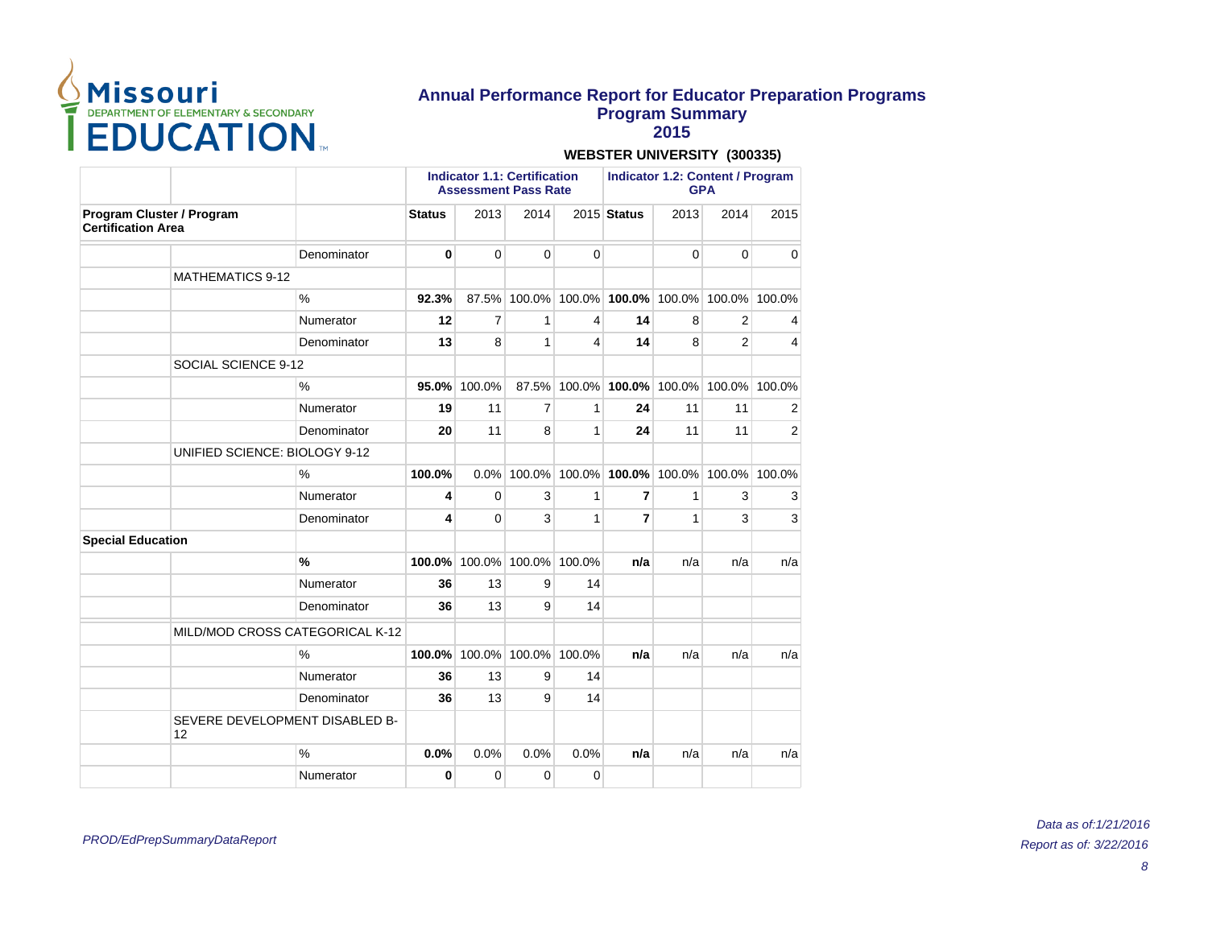# Annual Performance Report for Educator Preparation Programs
## Program Summary
## 2015

**WEBSTER UNIVERSITY (300335)**

| | | | Indicator 1.1: Certification Assessment Pass Rate | | | | Indicator 1.2: Content / Program GPA | | | |
|---|---|---|---|---|---|---|---|---|---|---|
| **Program Cluster / Program Certification Area** | | | **Status** | 2013 | 2014 | 2015 | **Status** | 2013 | 2014 | 2015 |
| | | Denominator | **0** | 0 | 0 | 0 | | 0 | 0 | 0 |
| | MATHEMATICS 9-12 | | | | | | | | | |
| | | % | **92.3%** | 87.5% | 100.0% | 100.0% | **100.0%** | 100.0% | 100.0% | 100.0% |
| | | Numerator | **12** | 7 | 1 | 4 | **14** | 8 | 2 | 4 |
| | | Denominator | **13** | 8 | 1 | 4 | **14** | 8 | 2 | 4 |
| | SOCIAL SCIENCE 9-12 | | | | | | | | | |
| | | % | **95.0%** | 100.0% | 87.5% | 100.0% | **100.0%** | 100.0% | 100.0% | 100.0% |
| | | Numerator | **19** | 11 | 7 | 1 | **24** | 11 | 11 | 2 |
| | | Denominator | **20** | 11 | 8 | 1 | **24** | 11 | 11 | 2 |
| | UNIFIED SCIENCE: BIOLOGY 9-12 | | | | | | | | | |
| | | % | **100.0%** | 0.0% | 100.0% | 100.0% | **100.0%** | 100.0% | 100.0% | 100.0% |
| | | Numerator | **4** | 0 | 3 | 1 | **7** | 1 | 3 | 3 |
| | | Denominator | **4** | 0 | 3 | 1 | **7** | 1 | 3 | 3 |
| **Special Education** | | | | | | | | | | |
| | | **%** | **100.0%** | 100.0% | 100.0% | 100.0% | **n/a** | n/a | n/a | n/a |
| | | Numerator | **36** | 13 | 9 | 14 | | | | |
| | | Denominator | **36** | 13 | 9 | 14 | | | | |
| | MILD/MOD CROSS CATEGORICAL K-12 | | | | | | | | | |
| | | % | **100.0%** | 100.0% | 100.0% | 100.0% | **n/a** | n/a | n/a | n/a |
| | | Numerator | **36** | 13 | 9 | 14 | | | | |
| | | Denominator | **36** | 13 | 9 | 14 | | | | |
| | SEVERE DEVELOPMENT DISABLED B-12 | | | | | | | | | |
| | | % | **0.0%** | 0.0% | 0.0% | 0.0% | **n/a** | n/a | n/a | n/a |
| | | Numerator | **0** | 0 | 0 | 0 | | | | |

*PROD/EdPrepSummaryDataReport*

*Data as of:1/21/2016*

*Report as of: 3/22/2016*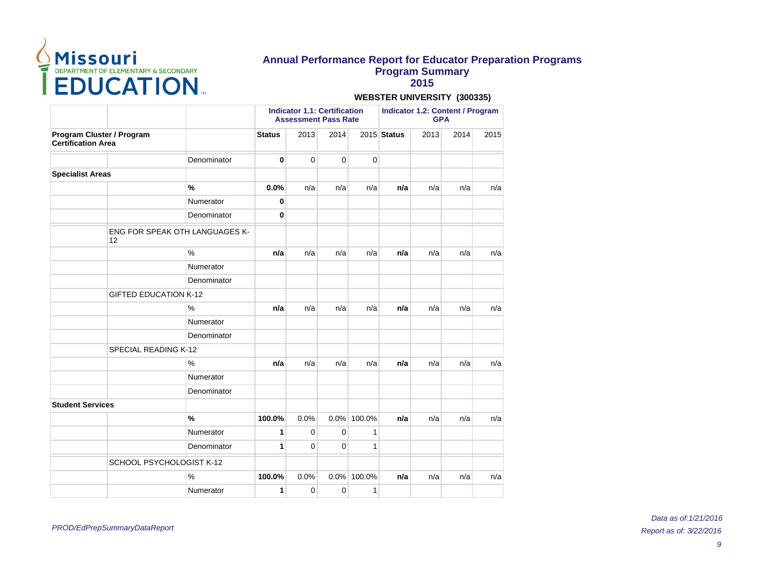# Annual Performance Report for Educator Preparation Programs
## Program Summary
## 2015

**WEBSTER UNIVERSITY (300335)**

| | | | Indicator 1.1: Certification Assessment Pass Rate | | | | Indicator 1.2: Content / Program GPA | | | |
|---|---|---|---|---|---|---|---|---|---|---|
| **Program Cluster / Program Certification Area** | | | **Status** | 2013 | 2014 | 2015 | **Status** | 2013 | 2014 | 2015 |
| | | Denominator | **0** | 0 | 0 | 0 | | | | |
| **Specialist Areas** | | | | | | | | | | |
| | | **%** | **0.0%** | n/a | n/a | n/a | **n/a** | n/a | n/a | n/a |
| | | Numerator | **0** | | | | | | | |
| | | Denominator | **0** | | | | | | | |
| | ENG FOR SPEAK OTH LANGUAGES K-12 | | | | | | | | | |
| | | % | **n/a** | n/a | n/a | n/a | **n/a** | n/a | n/a | n/a |
| | | Numerator | | | | | | | | |
| | | Denominator | | | | | | | | |
| | GIFTED EDUCATION K-12 | | | | | | | | | |
| | | % | **n/a** | n/a | n/a | n/a | **n/a** | n/a | n/a | n/a |
| | | Numerator | | | | | | | | |
| | | Denominator | | | | | | | | |
| | SPECIAL READING K-12 | | | | | | | | | |
| | | % | **n/a** | n/a | n/a | n/a | **n/a** | n/a | n/a | n/a |
| | | Numerator | | | | | | | | |
| | | Denominator | | | | | | | | |
| **Student Services** | | | | | | | | | | |
| | | **%** | **100.0%** | 0.0% | 0.0% | 100.0% | **n/a** | n/a | n/a | n/a |
| | | Numerator | **1** | 0 | 0 | 1 | | | | |
| | | Denominator | **1** | 0 | 0 | 1 | | | | |
| | SCHOOL PSYCHOLOGIST K-12 | | | | | | | | | |
| | | % | **100.0%** | 0.0% | 0.0% | 100.0% | **n/a** | n/a | n/a | n/a |
| | | Numerator | **1** | 0 | 0 | 1 | | | | |

*PROD/EdPrepSummaryDataReport*

*Data as of:1/21/2016*
*Report as of: 3/22/2016*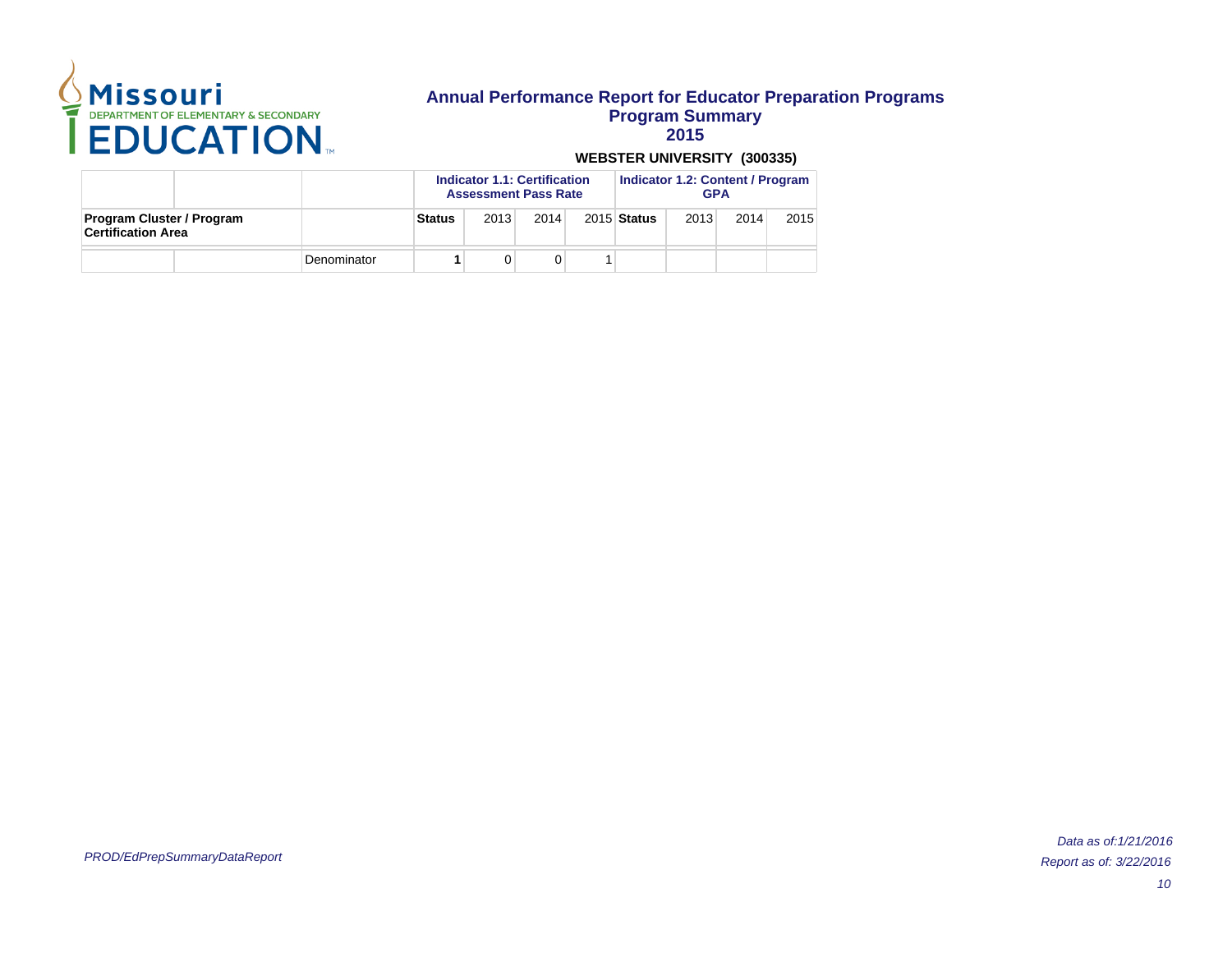# Annual Performance Report for Educator Preparation Programs
## Program Summary
## 2015

**WEBSTER UNIVERSITY (300335)**

| | | | Indicator 1.1: Certification Assessment Pass Rate | | | | Indicator 1.2: Content / Program GPA | | | |
|---|---|---|---|---|---|---|---|---|---|---|
| **Program Cluster / Program Certification Area** | | | **Status** | 2013 | 2014 | 2015 | **Status** | 2013 | 2014 | 2015 |
| | | Denominator | **1** | 0 | 0 | 1 | | | | |

*PROD/EdPrepSummaryDataReport*

*Data as of:1/21/2016*

*Report as of: 3/22/2016*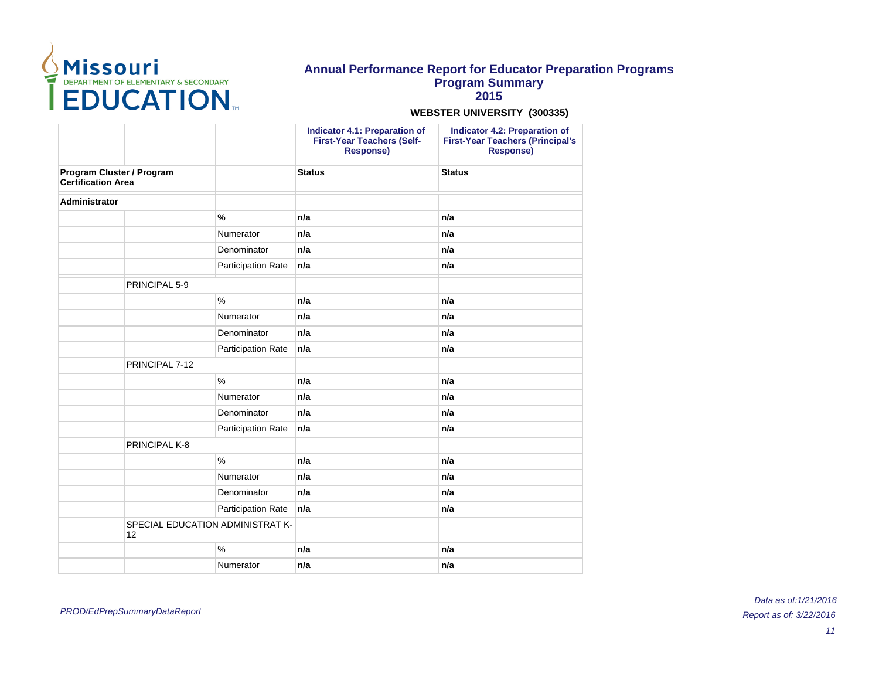# Annual Performance Report for Educator Preparation Programs
## Program Summary
## 2015

**WEBSTER UNIVERSITY (300335)**

| | | | Indicator 4.1: Preparation of First-Year Teachers (Self-Response) | Indicator 4.2: Preparation of First-Year Teachers (Principal's Response) |
|---|---|---|---|---|
| **Program Cluster / Program Certification Area** | | | **Status** | **Status** |
| **Administrator** | | | | |
| | | **%** | **n/a** | **n/a** |
| | | Numerator | **n/a** | **n/a** |
| | | Denominator | **n/a** | **n/a** |
| | | Participation Rate | **n/a** | **n/a** |
| | PRINCIPAL 5-9 | | | |
| | | % | **n/a** | **n/a** |
| | | Numerator | **n/a** | **n/a** |
| | | Denominator | **n/a** | **n/a** |
| | | Participation Rate | **n/a** | **n/a** |
| | PRINCIPAL 7-12 | | | |
| | | % | **n/a** | **n/a** |
| | | Numerator | **n/a** | **n/a** |
| | | Denominator | **n/a** | **n/a** |
| | | Participation Rate | **n/a** | **n/a** |
| | PRINCIPAL K-8 | | | |
| | | % | **n/a** | **n/a** |
| | | Numerator | **n/a** | **n/a** |
| | | Denominator | **n/a** | **n/a** |
| | | Participation Rate | **n/a** | **n/a** |
| | SPECIAL EDUCATION ADMINISTRAT K-12 | | | |
| | | % | **n/a** | **n/a** |
| | | Numerator | **n/a** | **n/a** |

*PROD/EdPrepSummaryDataReport*

*Data as of:1/21/2016*
*Report as of: 3/22/2016*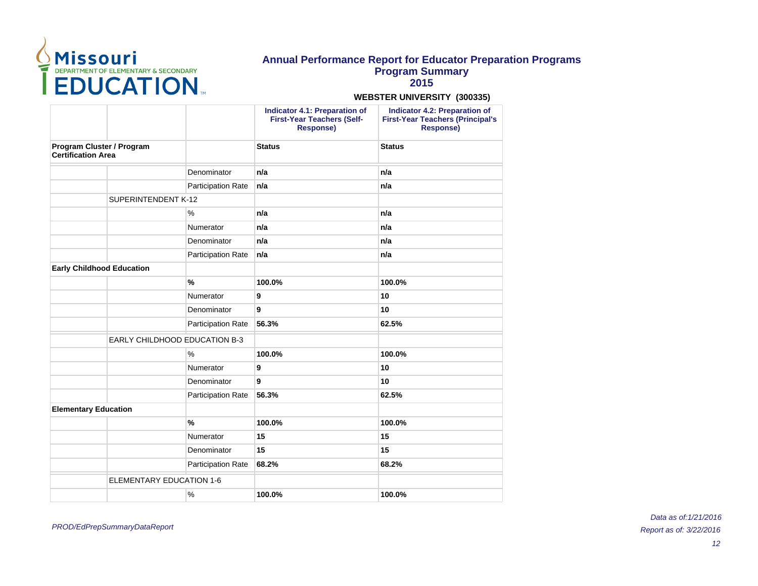# Annual Performance Report for Educator Preparation Programs
## Program Summary
## 2015

**WEBSTER UNIVERSITY (300335)**

| | | | Indicator 4.1: Preparation of First-Year Teachers (Self-Response) | Indicator 4.2: Preparation of First-Year Teachers (Principal's Response) |
|---|---|---|---|---|
| **Program Cluster / Program Certification Area** | | | **Status** | **Status** |
| | | Denominator | **n/a** | **n/a** |
| | | Participation Rate | **n/a** | **n/a** |
| | SUPERINTENDENT K-12 | | | |
| | | % | **n/a** | **n/a** |
| | | Numerator | **n/a** | **n/a** |
| | | Denominator | **n/a** | **n/a** |
| | | Participation Rate | **n/a** | **n/a** |
| **Early Childhood Education** | | | | |
| | | **%** | **100.0%** | **100.0%** |
| | | Numerator | **9** | **10** |
| | | Denominator | **9** | **10** |
| | | Participation Rate | **56.3%** | **62.5%** |
| | EARLY CHILDHOOD EDUCATION B-3 | | | |
| | | % | **100.0%** | **100.0%** |
| | | Numerator | **9** | **10** |
| | | Denominator | **9** | **10** |
| | | Participation Rate | **56.3%** | **62.5%** |
| **Elementary Education** | | | | |
| | | **%** | **100.0%** | **100.0%** |
| | | Numerator | **15** | **15** |
| | | Denominator | **15** | **15** |
| | | Participation Rate | **68.2%** | **68.2%** |
| | ELEMENTARY EDUCATION 1-6 | | | |
| | | % | **100.0%** | **100.0%** |

*PROD/EdPrepSummaryDataReport*

*Data as of:1/21/2016*

*Report as of: 3/22/2016*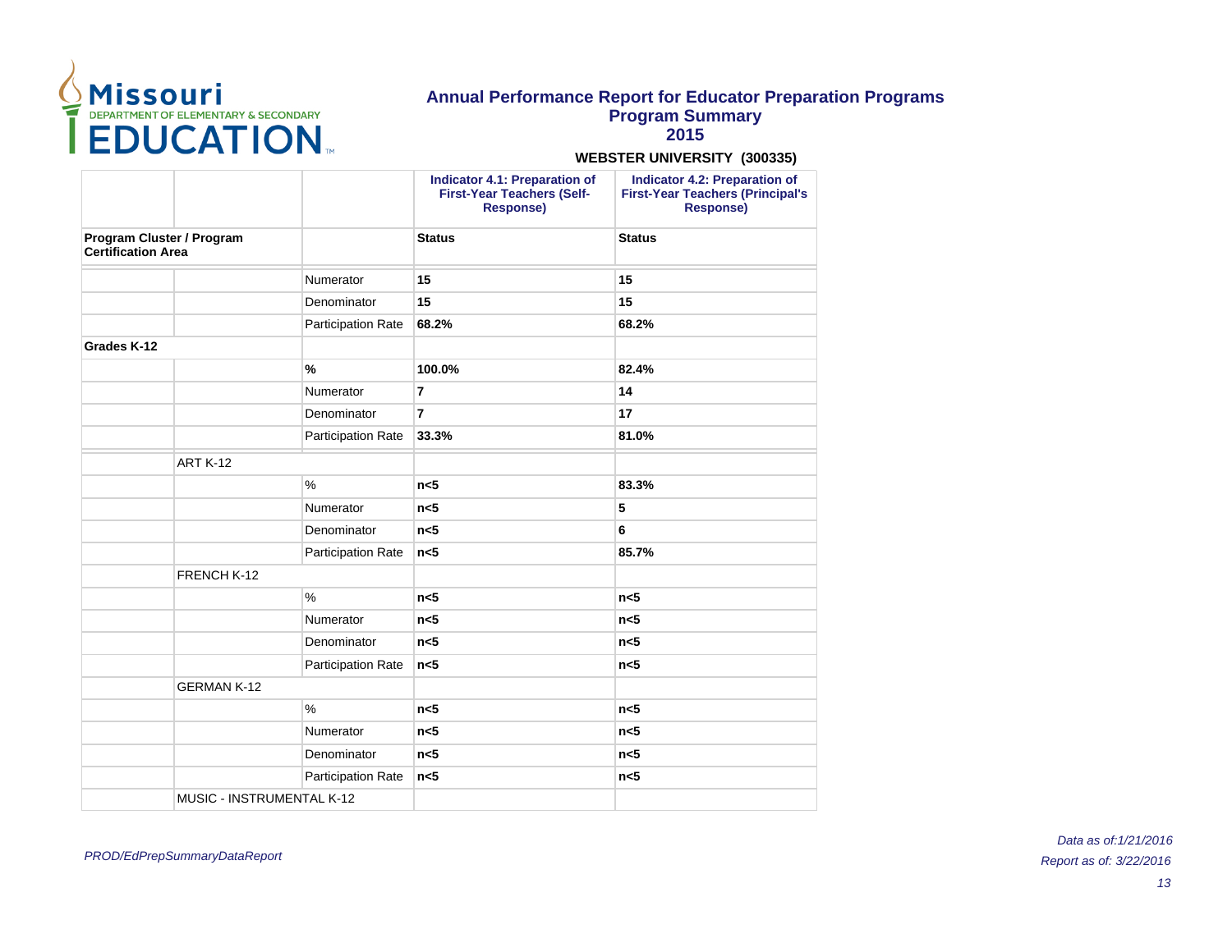# Annual Performance Report for Educator Preparation Programs
## Program Summary
## 2015

**WEBSTER UNIVERSITY (300335)**

| | | | Indicator 4.1: Preparation of First-Year Teachers (Self-Response) | Indicator 4.2: Preparation of First-Year Teachers (Principal's Response) |
|---|---|---|---|---|
| **Program Cluster / Program Certification Area** | | | **Status** | **Status** |
| | | Numerator | **15** | **15** |
| | | Denominator | **15** | **15** |
| | | Participation Rate | **68.2%** | **68.2%** |
| **Grades K-12** | | | | |
| | | **%** | **100.0%** | **82.4%** |
| | | Numerator | **7** | **14** |
| | | Denominator | **7** | **17** |
| | | Participation Rate | **33.3%** | **81.0%** |
| | ART K-12 | | | |
| | | % | **n<5** | **83.3%** |
| | | Numerator | **n<5** | **5** |
| | | Denominator | **n<5** | **6** |
| | | Participation Rate | **n<5** | **85.7%** |
| | FRENCH K-12 | | | |
| | | % | **n<5** | **n<5** |
| | | Numerator | **n<5** | **n<5** |
| | | Denominator | **n<5** | **n<5** |
| | | Participation Rate | **n<5** | **n<5** |
| | GERMAN K-12 | | | |
| | | % | **n<5** | **n<5** |
| | | Numerator | **n<5** | **n<5** |
| | | Denominator | **n<5** | **n<5** |
| | | Participation Rate | **n<5** | **n<5** |
| | MUSIC - INSTRUMENTAL K-12 | | | |

*PROD/EdPrepSummaryDataReport*

*Data as of:1/21/2016*

*Report as of: 3/22/2016*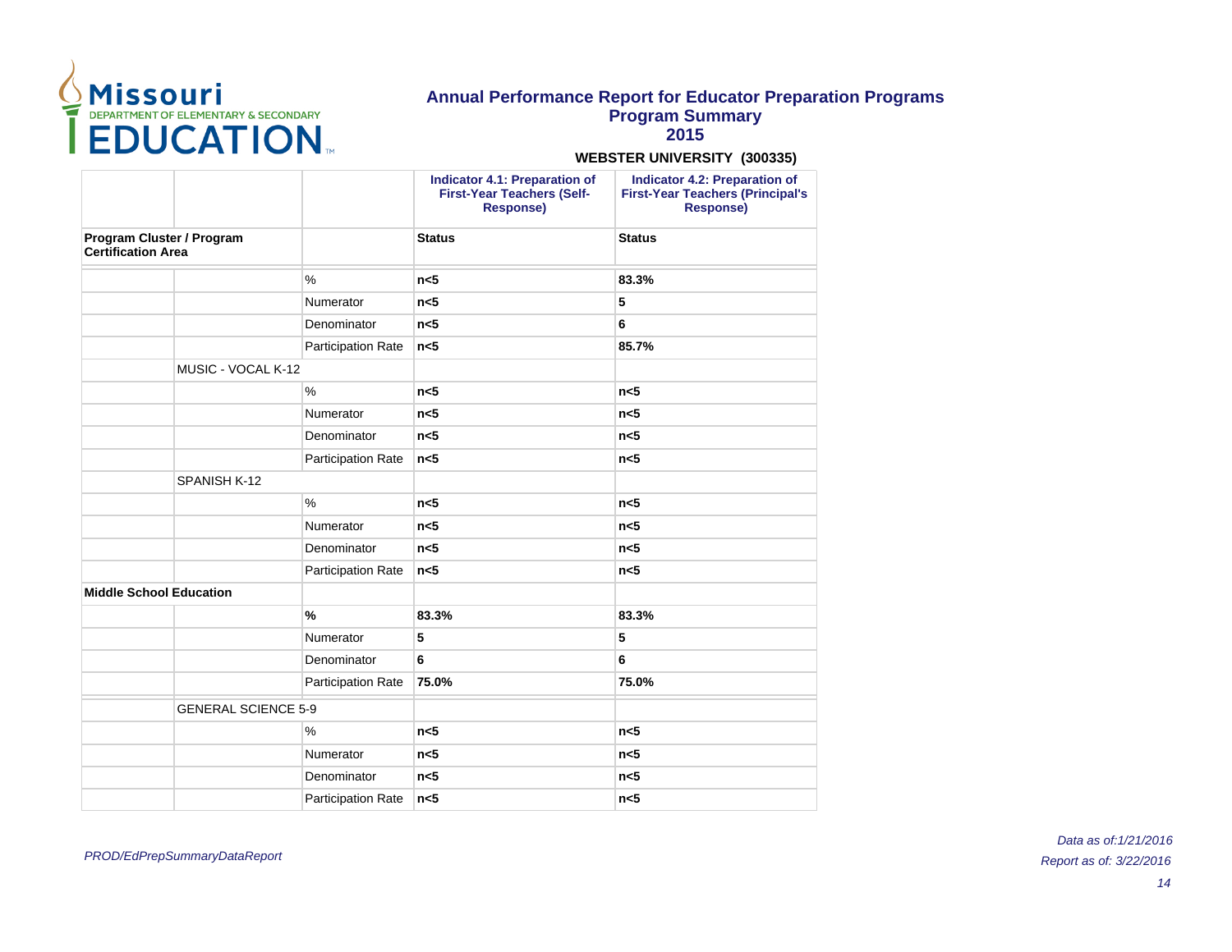# Annual Performance Report for Educator Preparation Programs
## Program Summary
## 2015

**WEBSTER UNIVERSITY (300335)**

| | | | Indicator 4.1: Preparation of First-Year Teachers (Self-Response) | Indicator 4.2: Preparation of First-Year Teachers (Principal's Response) |
|---|---|---|---|---|
| **Program Cluster / Program Certification Area** | | | **Status** | **Status** |
| | | % | **n<5** | **83.3%** |
| | | Numerator | **n<5** | **5** |
| | | Denominator | **n<5** | **6** |
| | | Participation Rate | **n<5** | **85.7%** |
| | MUSIC - VOCAL K-12 | | | |
| | | % | **n<5** | **n<5** |
| | | Numerator | **n<5** | **n<5** |
| | | Denominator | **n<5** | **n<5** |
| | | Participation Rate | **n<5** | **n<5** |
| | SPANISH K-12 | | | |
| | | % | **n<5** | **n<5** |
| | | Numerator | **n<5** | **n<5** |
| | | Denominator | **n<5** | **n<5** |
| | | Participation Rate | **n<5** | **n<5** |
| **Middle School Education** | | | | |
| | | **%** | **83.3%** | **83.3%** |
| | | Numerator | **5** | **5** |
| | | Denominator | **6** | **6** |
| | | Participation Rate | **75.0%** | **75.0%** |
| | GENERAL SCIENCE 5-9 | | | |
| | | % | **n<5** | **n<5** |
| | | Numerator | **n<5** | **n<5** |
| | | Denominator | **n<5** | **n<5** |
| | | Participation Rate | **n<5** | **n<5** |

*PROD/EdPrepSummaryDataReport*

*Data as of:1/21/2016*

*Report as of: 3/22/2016*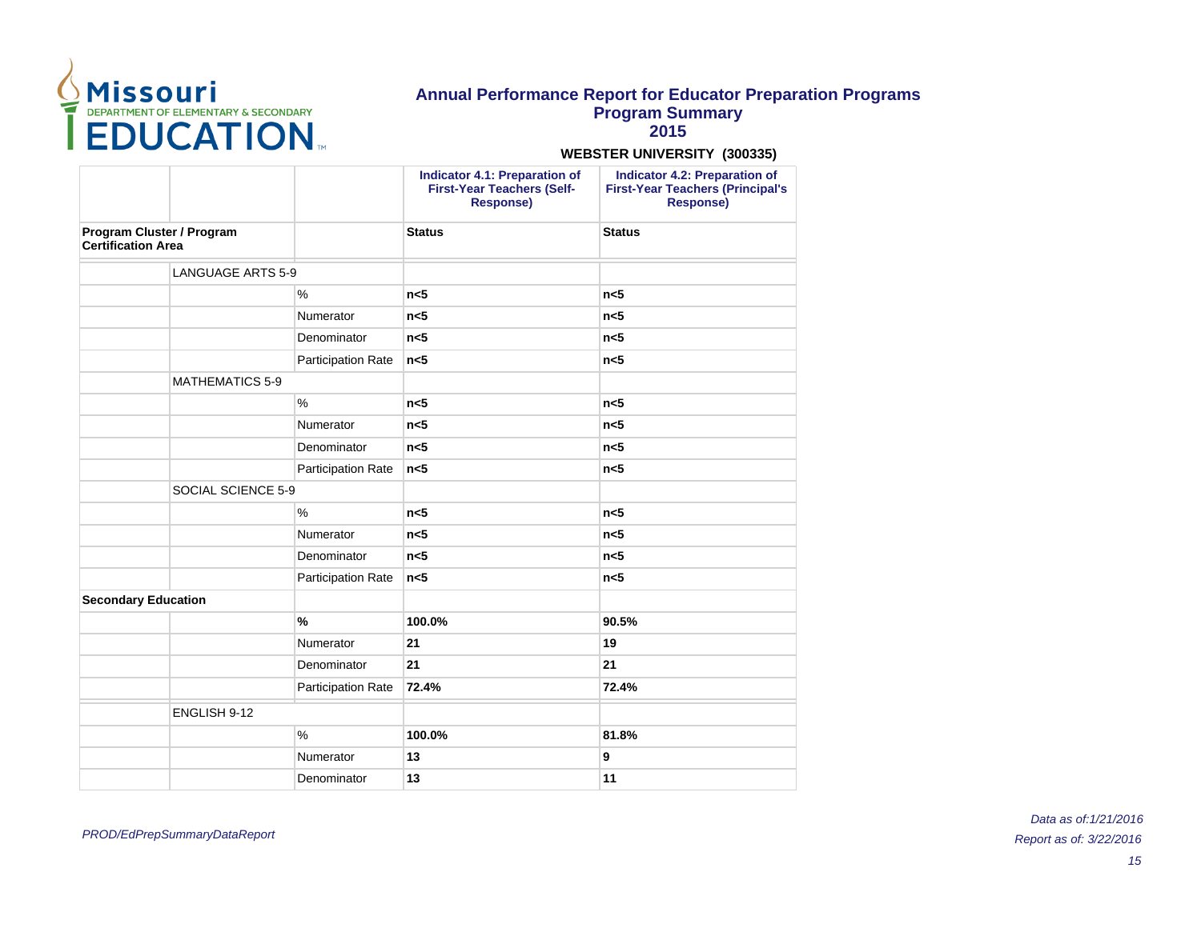# Annual Performance Report for Educator Preparation Programs

## Program Summary

## 2015

**WEBSTER UNIVERSITY (300335)**

| | | | Indicator 4.1: Preparation of First-Year Teachers (Self-Response) | Indicator 4.2: Preparation of First-Year Teachers (Principal's Response) |
|---|---|---|---|---|
| **Program Cluster / Program Certification Area** | | | **Status** | **Status** |
| | LANGUAGE ARTS 5-9 | | | |
| | | % | **n<5** | **n<5** |
| | | Numerator | **n<5** | **n<5** |
| | | Denominator | **n<5** | **n<5** |
| | | Participation Rate | **n<5** | **n<5** |
| | MATHEMATICS 5-9 | | | |
| | | % | **n<5** | **n<5** |
| | | Numerator | **n<5** | **n<5** |
| | | Denominator | **n<5** | **n<5** |
| | | Participation Rate | **n<5** | **n<5** |
| | SOCIAL SCIENCE 5-9 | | | |
| | | % | **n<5** | **n<5** |
| | | Numerator | **n<5** | **n<5** |
| | | Denominator | **n<5** | **n<5** |
| | | Participation Rate | **n<5** | **n<5** |
| **Secondary Education** | | | | |
| | | **%** | **100.0%** | **90.5%** |
| | | Numerator | **21** | **19** |
| | | Denominator | **21** | **21** |
| | | Participation Rate | **72.4%** | **72.4%** |
| | ENGLISH 9-12 | | | |
| | | % | **100.0%** | **81.8%** |
| | | Numerator | **13** | **9** |
| | | Denominator | **13** | **11** |

*PROD/EdPrepSummaryDataReport*

*Data as of:1/21/2016*

*Report as of: 3/22/2016*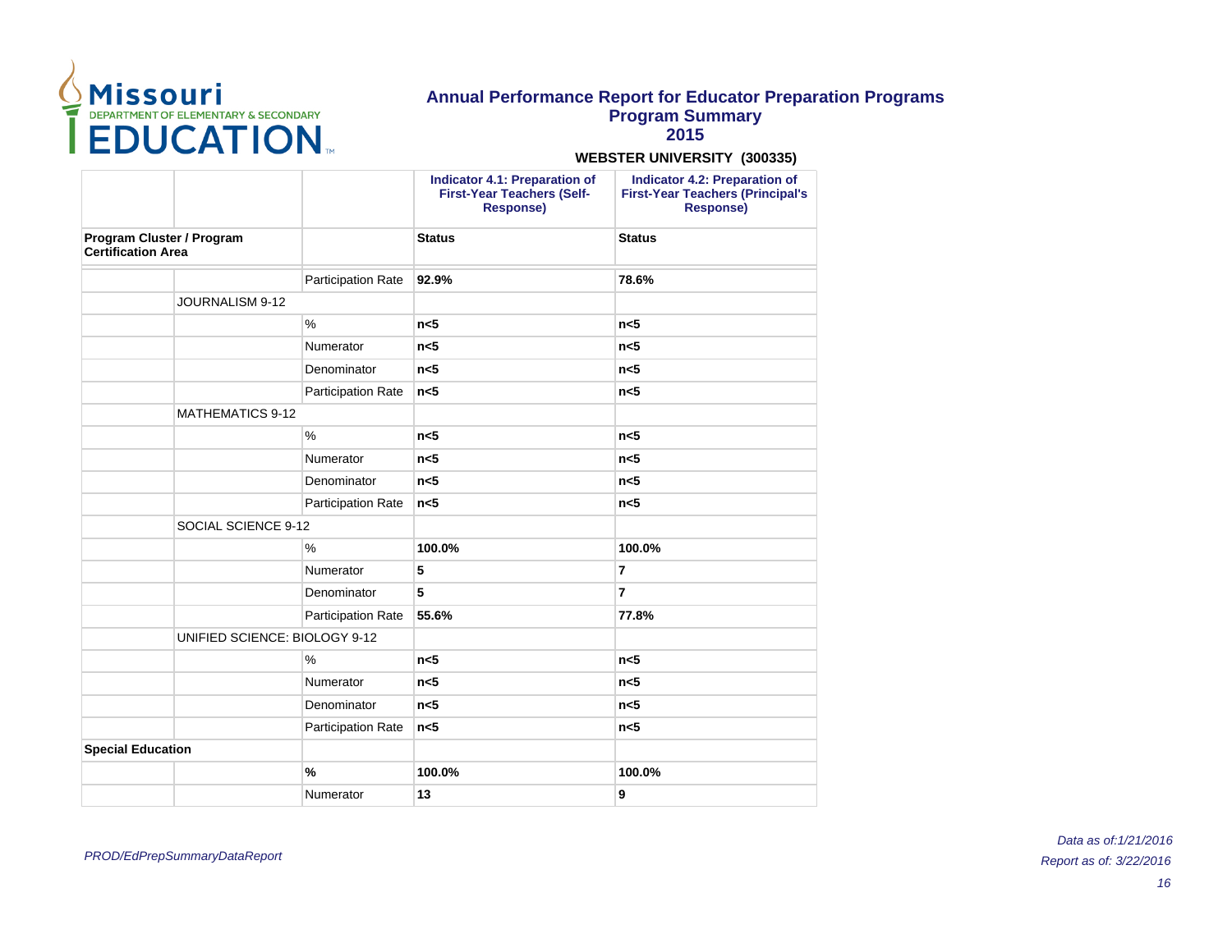# Annual Performance Report for Educator Preparation Programs
## Program Summary
## 2015

**WEBSTER UNIVERSITY (300335)**

| | | | Indicator 4.1: Preparation of First-Year Teachers (Self-Response) | Indicator 4.2: Preparation of First-Year Teachers (Principal's Response) |
|---|---|---|---|---|
| **Program Cluster / Program Certification Area** | | | **Status** | **Status** |
| | | Participation Rate | **92.9%** | **78.6%** |
| | JOURNALISM 9-12 | | | |
| | | % | **n<5** | **n<5** |
| | | Numerator | **n<5** | **n<5** |
| | | Denominator | **n<5** | **n<5** |
| | | Participation Rate | **n<5** | **n<5** |
| | MATHEMATICS 9-12 | | | |
| | | % | **n<5** | **n<5** |
| | | Numerator | **n<5** | **n<5** |
| | | Denominator | **n<5** | **n<5** |
| | | Participation Rate | **n<5** | **n<5** |
| | SOCIAL SCIENCE 9-12 | | | |
| | | % | **100.0%** | **100.0%** |
| | | Numerator | **5** | **7** |
| | | Denominator | **5** | **7** |
| | | Participation Rate | **55.6%** | **77.8%** |
| | UNIFIED SCIENCE: BIOLOGY 9-12 | | | |
| | | % | **n<5** | **n<5** |
| | | Numerator | **n<5** | **n<5** |
| | | Denominator | **n<5** | **n<5** |
| | | Participation Rate | **n<5** | **n<5** |
| **Special Education** | | | | |
| | | **%** | **100.0%** | **100.0%** |
| | | Numerator | **13** | **9** |

*PROD/EdPrepSummaryDataReport*

*Data as of:1/21/2016*
*Report as of: 3/22/2016*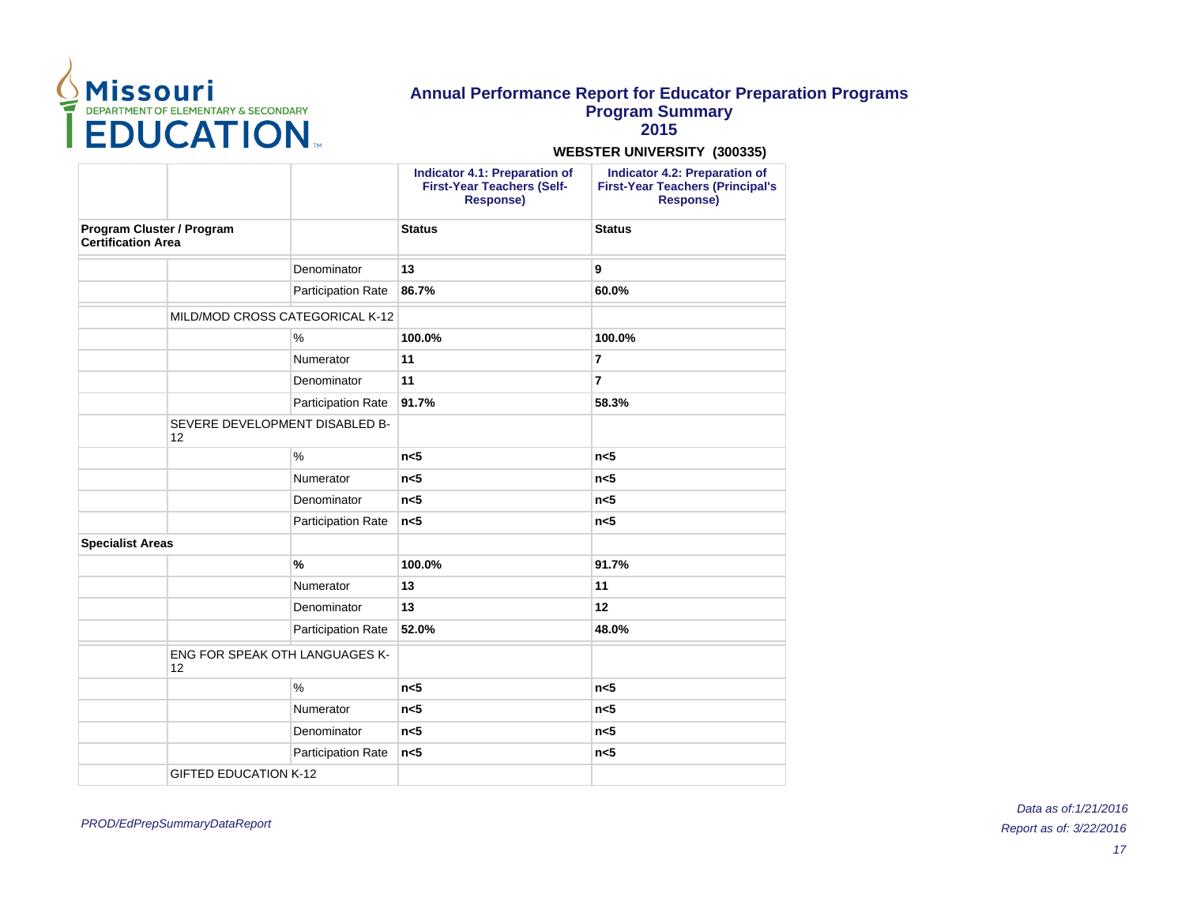# Annual Performance Report for Educator Preparation Programs

## Program Summary

## 2015

**WEBSTER UNIVERSITY (300335)**

| | | | Indicator 4.1: Preparation of First-Year Teachers (Self-Response) | Indicator 4.2: Preparation of First-Year Teachers (Principal's Response) |
|---|---|---|---|---|
| **Program Cluster / Program Certification Area** | | | **Status** | **Status** |
| | | Denominator | **13** | **9** |
| | | Participation Rate | **86.7%** | **60.0%** |
| | MILD/MOD CROSS CATEGORICAL K-12 | | | |
| | | % | **100.0%** | **100.0%** |
| | | Numerator | **11** | **7** |
| | | Denominator | **11** | **7** |
| | | Participation Rate | **91.7%** | **58.3%** |
| | SEVERE DEVELOPMENT DISABLED B-12 | | | |
| | | % | **n<5** | **n<5** |
| | | Numerator | **n<5** | **n<5** |
| | | Denominator | **n<5** | **n<5** |
| | | Participation Rate | **n<5** | **n<5** |
| **Specialist Areas** | | | | |
| | | **%** | **100.0%** | **91.7%** |
| | | Numerator | **13** | **11** |
| | | Denominator | **13** | **12** |
| | | Participation Rate | **52.0%** | **48.0%** |
| | ENG FOR SPEAK OTH LANGUAGES K-12 | | | |
| | | % | **n<5** | **n<5** |
| | | Numerator | **n<5** | **n<5** |
| | | Denominator | **n<5** | **n<5** |
| | | Participation Rate | **n<5** | **n<5** |
| | GIFTED EDUCATION K-12 | | | |

*PROD/EdPrepSummaryDataReport*

*Data as of:1/21/2016*

*Report as of: 3/22/2016*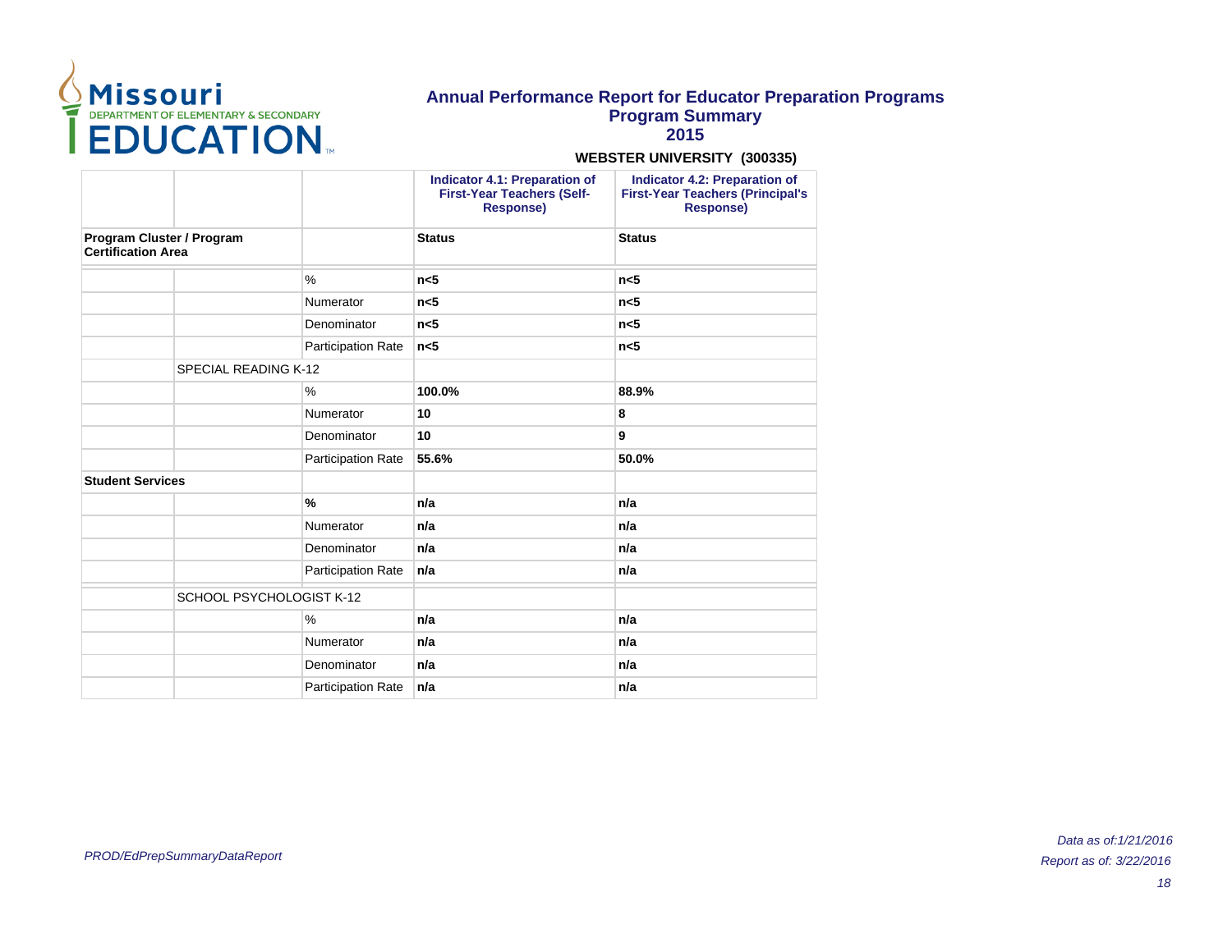# Annual Performance Report for Educator Preparation Programs
## Program Summary
## 2015

**WEBSTER UNIVERSITY (300335)**

| | | | Indicator 4.1: Preparation of First-Year Teachers (Self-Response) | Indicator 4.2: Preparation of First-Year Teachers (Principal's Response) |
|---|---|---|---|---|
| **Program Cluster / Program Certification Area** | | | **Status** | **Status** |
| | | % | **n<5** | **n<5** |
| | | Numerator | **n<5** | **n<5** |
| | | Denominator | **n<5** | **n<5** |
| | | Participation Rate | **n<5** | **n<5** |
| | SPECIAL READING K-12 | | | |
| | | % | **100.0%** | **88.9%** |
| | | Numerator | **10** | **8** |
| | | Denominator | **10** | **9** |
| | | Participation Rate | **55.6%** | **50.0%** |
| **Student Services** | | | | |
| | | **%** | **n/a** | **n/a** |
| | | Numerator | **n/a** | **n/a** |
| | | Denominator | **n/a** | **n/a** |
| | | Participation Rate | **n/a** | **n/a** |
| | SCHOOL PSYCHOLOGIST K-12 | | | |
| | | % | **n/a** | **n/a** |
| | | Numerator | **n/a** | **n/a** |
| | | Denominator | **n/a** | **n/a** |
| | | Participation Rate | **n/a** | **n/a** |

*PROD/EdPrepSummaryDataReport*

*Data as of:1/21/2016*

*Report as of: 3/22/2016*